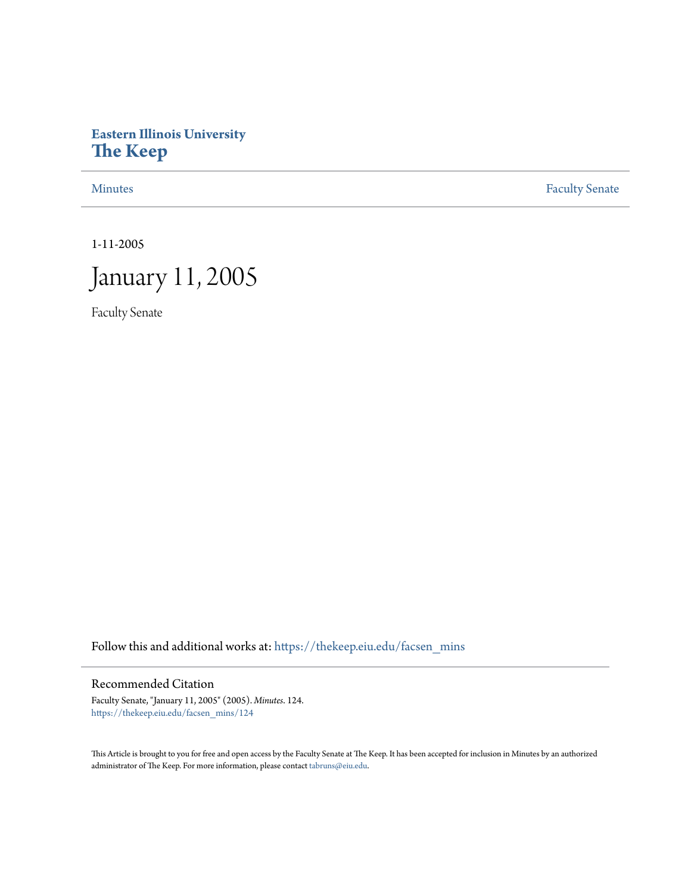Eastern Illinois University
# The Keep

Minutes | Faculty Senate

1-11-2005

# January 11, 2005

Faculty Senate

Follow this and additional works at: https://thekeep.eiu.edu/facsen_mins

## Recommended Citation

Faculty Senate, "January 11, 2005" (2005). *Minutes*. 124.
https://thekeep.eiu.edu/facsen_mins/124

This Article is brought to you for free and open access by the Faculty Senate at The Keep. It has been accepted for inclusion in Minutes by an authorized administrator of The Keep. For more information, please contact tabruns@eiu.edu.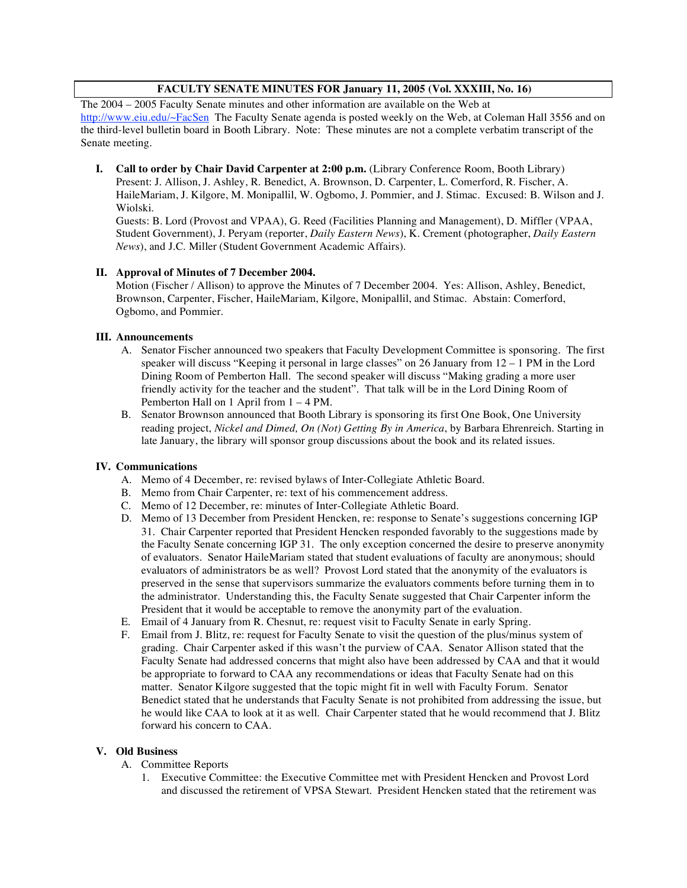**FACULTY SENATE MINUTES FOR January 11, 2005 (Vol. XXXIII, No. 16)**

The 2004 – 2005 Faculty Senate minutes and other information are available on the Web at http://www.eiu.edu/~FacSen The Faculty Senate agenda is posted weekly on the Web, at Coleman Hall 3556 and on the third-level bulletin board in Booth Library. Note: These minutes are not a complete verbatim transcript of the Senate meeting.

**I. Call to order by Chair David Carpenter at 2:00 p.m.** (Library Conference Room, Booth Library)
Present: J. Allison, J. Ashley, R. Benedict, A. Brownson, D. Carpenter, L. Comerford, R. Fischer, A. HaileMariam, J. Kilgore, M. Monipallil, W. Ogbomo, J. Pommier, and J. Stimac. Excused: B. Wilson and J. Wiolski.
Guests: B. Lord (Provost and VPAA), G. Reed (Facilities Planning and Management), D. Miffler (VPAA, Student Government), J. Peryam (reporter, *Daily Eastern News*), K. Crement (photographer, *Daily Eastern News*), and J.C. Miller (Student Government Academic Affairs).

**II. Approval of Minutes of 7 December 2004.**
Motion (Fischer / Allison) to approve the Minutes of 7 December 2004. Yes: Allison, Ashley, Benedict, Brownson, Carpenter, Fischer, HaileMariam, Kilgore, Monipallil, and Stimac. Abstain: Comerford, Ogbomo, and Pommier.

**III. Announcements**

A. Senator Fischer announced two speakers that Faculty Development Committee is sponsoring. The first speaker will discuss "Keeping it personal in large classes" on 26 January from 12 – 1 PM in the Lord Dining Room of Pemberton Hall. The second speaker will discuss "Making grading a more user friendly activity for the teacher and the student". That talk will be in the Lord Dining Room of Pemberton Hall on 1 April from 1 – 4 PM.

B. Senator Brownson announced that Booth Library is sponsoring its first One Book, One University reading project, *Nickel and Dimed, On (Not) Getting By in America*, by Barbara Ehrenreich. Starting in late January, the library will sponsor group discussions about the book and its related issues.

**IV. Communications**

A. Memo of 4 December, re: revised bylaws of Inter-Collegiate Athletic Board.

B. Memo from Chair Carpenter, re: text of his commencement address.

C. Memo of 12 December, re: minutes of Inter-Collegiate Athletic Board.

D. Memo of 13 December from President Hencken, re: response to Senate's suggestions concerning IGP 31. Chair Carpenter reported that President Hencken responded favorably to the suggestions made by the Faculty Senate concerning IGP 31. The only exception concerned the desire to preserve anonymity of evaluators. Senator HaileMariam stated that student evaluations of faculty are anonymous; should evaluators of administrators be as well? Provost Lord stated that the anonymity of the evaluators is preserved in the sense that supervisors summarize the evaluators comments before turning them in to the administrator. Understanding this, the Faculty Senate suggested that Chair Carpenter inform the President that it would be acceptable to remove the anonymity part of the evaluation.

E. Email of 4 January from R. Chesnut, re: request visit to Faculty Senate in early Spring.

F. Email from J. Blitz, re: request for Faculty Senate to visit the question of the plus/minus system of grading. Chair Carpenter asked if this wasn't the purview of CAA. Senator Allison stated that the Faculty Senate had addressed concerns that might also have been addressed by CAA and that it would be appropriate to forward to CAA any recommendations or ideas that Faculty Senate had on this matter. Senator Kilgore suggested that the topic might fit in well with Faculty Forum. Senator Benedict stated that he understands that Faculty Senate is not prohibited from addressing the issue, but he would like CAA to look at it as well. Chair Carpenter stated that he would recommend that J. Blitz forward his concern to CAA.

**V. Old Business**

A. Committee Reports

1. Executive Committee: the Executive Committee met with President Hencken and Provost Lord and discussed the retirement of VPSA Stewart. President Hencken stated that the retirement was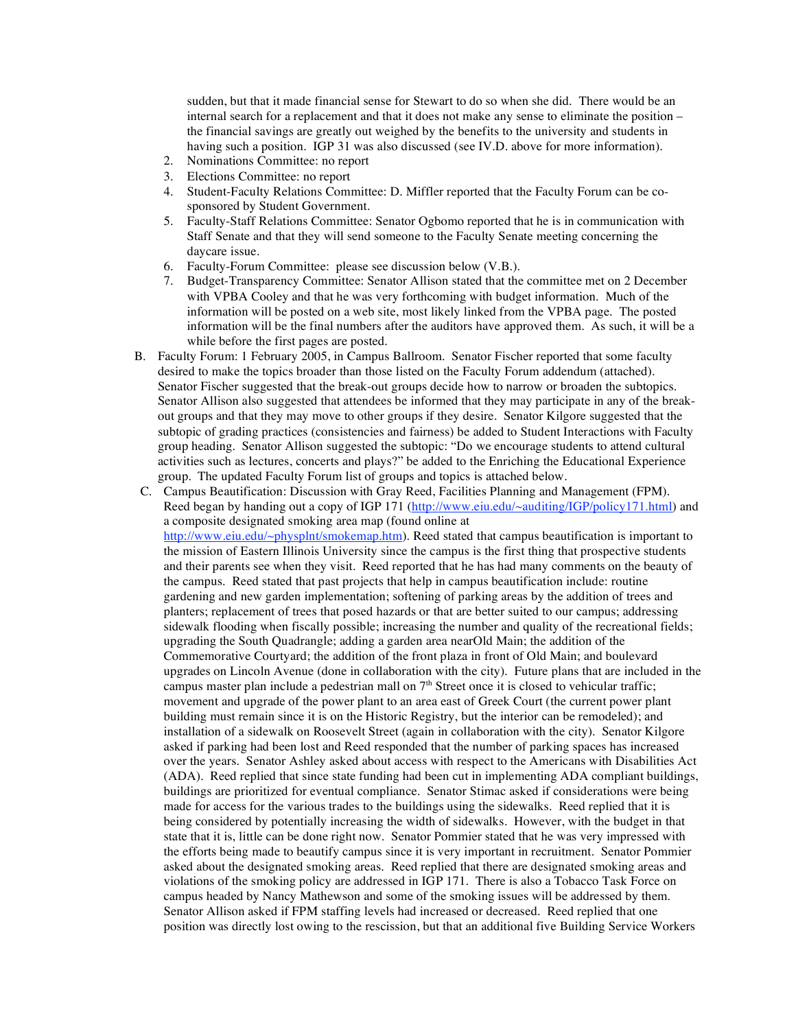sudden, but that it made financial sense for Stewart to do so when she did. There would be an internal search for a replacement and that it does not make any sense to eliminate the position – the financial savings are greatly out weighed by the benefits to the university and students in having such a position. IGP 31 was also discussed (see IV.D. above for more information).

2. Nominations Committee: no report
3. Elections Committee: no report
4. Student-Faculty Relations Committee: D. Miffler reported that the Faculty Forum can be co-sponsored by Student Government.
5. Faculty-Staff Relations Committee: Senator Ogbomo reported that he is in communication with Staff Senate and that they will send someone to the Faculty Senate meeting concerning the daycare issue.
6. Faculty-Forum Committee: please see discussion below (V.B.).
7. Budget-Transparency Committee: Senator Allison stated that the committee met on 2 December with VPBA Cooley and that he was very forthcoming with budget information. Much of the information will be posted on a web site, most likely linked from the VPBA page. The posted information will be the final numbers after the auditors have approved them. As such, it will be a while before the first pages are posted.

B. Faculty Forum: 1 February 2005, in Campus Ballroom. Senator Fischer reported that some faculty desired to make the topics broader than those listed on the Faculty Forum addendum (attached). Senator Fischer suggested that the break-out groups decide how to narrow or broaden the subtopics. Senator Allison also suggested that attendees be informed that they may participate in any of the break-out groups and that they may move to other groups if they desire. Senator Kilgore suggested that the subtopic of grading practices (consistencies and fairness) be added to Student Interactions with Faculty group heading. Senator Allison suggested the subtopic: "Do we encourage students to attend cultural activities such as lectures, concerts and plays?" be added to the Enriching the Educational Experience group. The updated Faculty Forum list of groups and topics is attached below.

C. Campus Beautification: Discussion with Gray Reed, Facilities Planning and Management (FPM). Reed began by handing out a copy of IGP 171 (http://www.eiu.edu/~auditing/IGP/policy171.html) and a composite designated smoking area map (found online at http://www.eiu.edu/~physplnt/smokemap.htm). Reed stated that campus beautification is important to the mission of Eastern Illinois University since the campus is the first thing that prospective students and their parents see when they visit. Reed reported that he has had many comments on the beauty of the campus. Reed stated that past projects that help in campus beautification include: routine gardening and new garden implementation; softening of parking areas by the addition of trees and planters; replacement of trees that posed hazards or that are better suited to our campus; addressing sidewalk flooding when fiscally possible; increasing the number and quality of the recreational fields; upgrading the South Quadrangle; adding a garden area nearOld Main; the addition of the Commemorative Courtyard; the addition of the front plaza in front of Old Main; and boulevard upgrades on Lincoln Avenue (done in collaboration with the city). Future plans that are included in the campus master plan include a pedestrian mall on 7th Street once it is closed to vehicular traffic; movement and upgrade of the power plant to an area east of Greek Court (the current power plant building must remain since it is on the Historic Registry, but the interior can be remodeled); and installation of a sidewalk on Roosevelt Street (again in collaboration with the city). Senator Kilgore asked if parking had been lost and Reed responded that the number of parking spaces has increased over the years. Senator Ashley asked about access with respect to the Americans with Disabilities Act (ADA). Reed replied that since state funding had been cut in implementing ADA compliant buildings, buildings are prioritized for eventual compliance. Senator Stimac asked if considerations were being made for access for the various trades to the buildings using the sidewalks. Reed replied that it is being considered by potentially increasing the width of sidewalks. However, with the budget in that state that it is, little can be done right now. Senator Pommier stated that he was very impressed with the efforts being made to beautify campus since it is very important in recruitment. Senator Pommier asked about the designated smoking areas. Reed replied that there are designated smoking areas and violations of the smoking policy are addressed in IGP 171. There is also a Tobacco Task Force on campus headed by Nancy Mathewson and some of the smoking issues will be addressed by them. Senator Allison asked if FPM staffing levels had increased or decreased. Reed replied that one position was directly lost owing to the rescission, but that an additional five Building Service Workers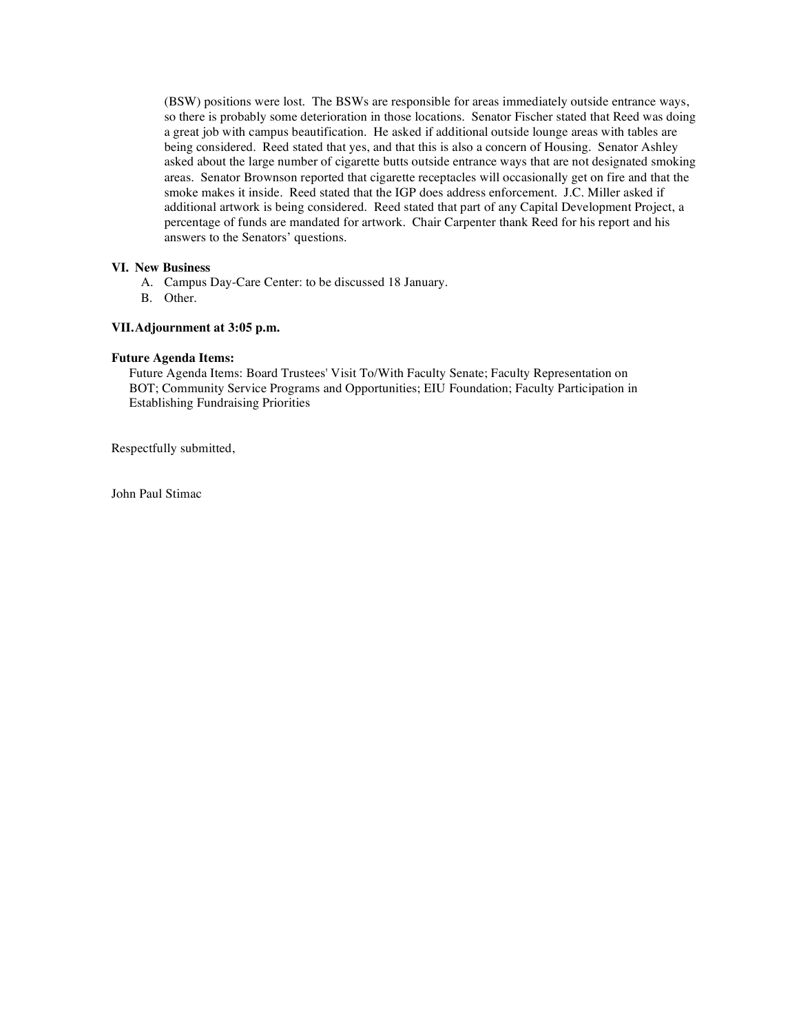(BSW) positions were lost. The BSWs are responsible for areas immediately outside entrance ways, so there is probably some deterioration in those locations. Senator Fischer stated that Reed was doing a great job with campus beautification. He asked if additional outside lounge areas with tables are being considered. Reed stated that yes, and that this is also a concern of Housing. Senator Ashley asked about the large number of cigarette butts outside entrance ways that are not designated smoking areas. Senator Brownson reported that cigarette receptacles will occasionally get on fire and that the smoke makes it inside. Reed stated that the IGP does address enforcement. J.C. Miller asked if additional artwork is being considered. Reed stated that part of any Capital Development Project, a percentage of funds are mandated for artwork. Chair Carpenter thank Reed for his report and his answers to the Senators' questions.

**VI. New Business**

A. Campus Day-Care Center: to be discussed 18 January.
B. Other.

**VII. Adjournment at 3:05 p.m.**

**Future Agenda Items:**

Future Agenda Items: Board Trustees' Visit To/With Faculty Senate; Faculty Representation on BOT; Community Service Programs and Opportunities; EIU Foundation; Faculty Participation in Establishing Fundraising Priorities

Respectfully submitted,

John Paul Stimac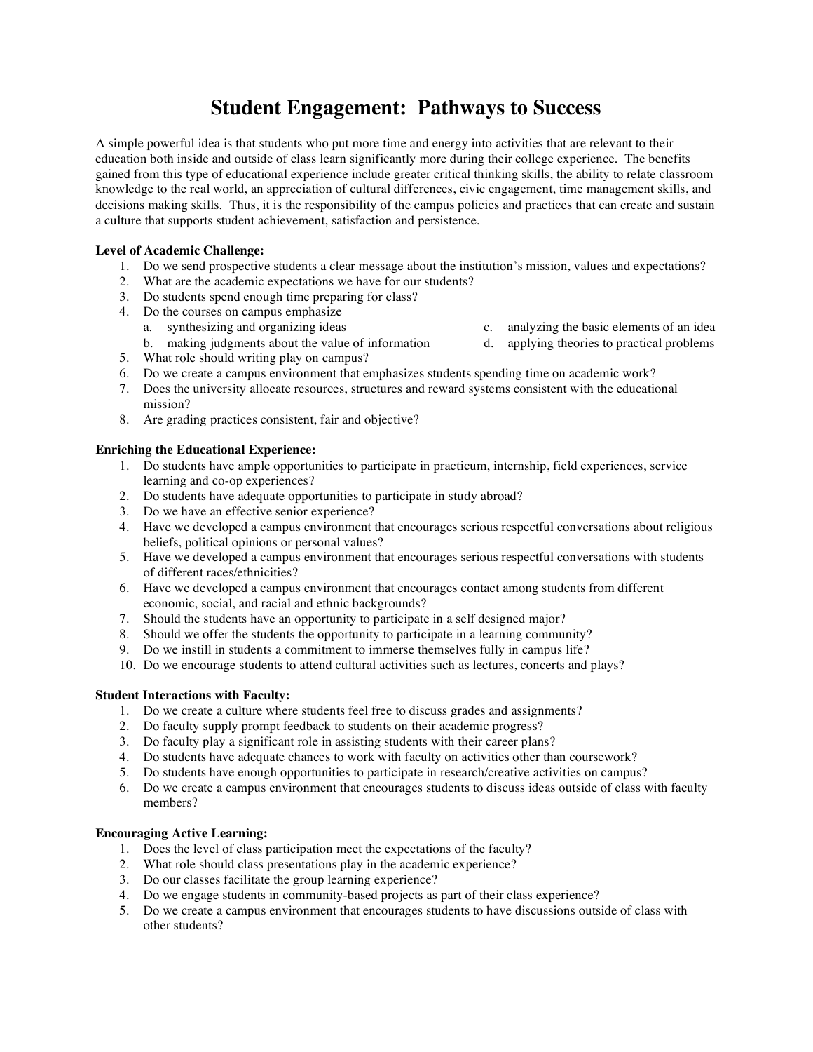# Student Engagement: Pathways to Success

A simple powerful idea is that students who put more time and energy into activities that are relevant to their education both inside and outside of class learn significantly more during their college experience. The benefits gained from this type of educational experience include greater critical thinking skills, the ability to relate classroom knowledge to the real world, an appreciation of cultural differences, civic engagement, time management skills, and decisions making skills. Thus, it is the responsibility of the campus policies and practices that can create and sustain a culture that supports student achievement, satisfaction and persistence.

**Level of Academic Challenge:**

1. Do we send prospective students a clear message about the institution's mission, values and expectations?
2. What are the academic expectations we have for our students?
3. Do students spend enough time preparing for class?
4. Do the courses on campus emphasize
   a. synthesizing and organizing ideas
   b. making judgments about the value of information
   c. analyzing the basic elements of an idea
   d. applying theories to practical problems
5. What role should writing play on campus?
6. Do we create a campus environment that emphasizes students spending time on academic work?
7. Does the university allocate resources, structures and reward systems consistent with the educational mission?
8. Are grading practices consistent, fair and objective?

**Enriching the Educational Experience:**

1. Do students have ample opportunities to participate in practicum, internship, field experiences, service learning and co-op experiences?
2. Do students have adequate opportunities to participate in study abroad?
3. Do we have an effective senior experience?
4. Have we developed a campus environment that encourages serious respectful conversations about religious beliefs, political opinions or personal values?
5. Have we developed a campus environment that encourages serious respectful conversations with students of different races/ethnicities?
6. Have we developed a campus environment that encourages contact among students from different economic, social, and racial and ethnic backgrounds?
7. Should the students have an opportunity to participate in a self designed major?
8. Should we offer the students the opportunity to participate in a learning community?
9. Do we instill in students a commitment to immerse themselves fully in campus life?
10. Do we encourage students to attend cultural activities such as lectures, concerts and plays?

**Student Interactions with Faculty:**

1. Do we create a culture where students feel free to discuss grades and assignments?
2. Do faculty supply prompt feedback to students on their academic progress?
3. Do faculty play a significant role in assisting students with their career plans?
4. Do students have adequate chances to work with faculty on activities other than coursework?
5. Do students have enough opportunities to participate in research/creative activities on campus?
6. Do we create a campus environment that encourages students to discuss ideas outside of class with faculty members?

**Encouraging Active Learning:**

1. Does the level of class participation meet the expectations of the faculty?
2. What role should class presentations play in the academic experience?
3. Do our classes facilitate the group learning experience?
4. Do we engage students in community-based projects as part of their class experience?
5. Do we create a campus environment that encourages students to have discussions outside of class with other students?